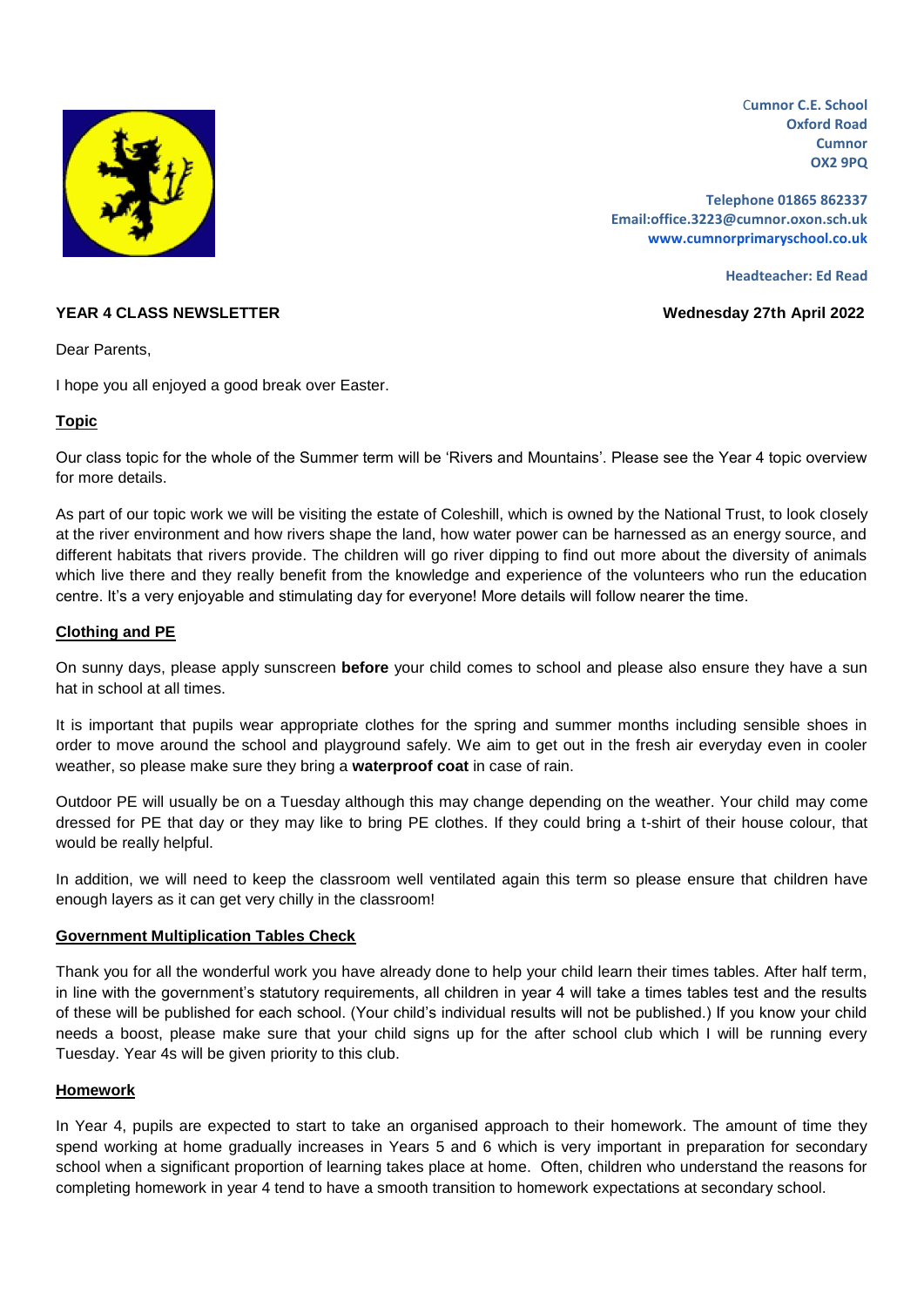Cumnor C.E. School
Oxford Road
Cumnor
OX2 9PQ

Telephone 01865 862337
Email:office.3223@cumnor.oxon.sch.uk
www.cumnorprimaryschool.co.uk

Headteacher: Ed Read

**YEAR 4 CLASS NEWSLETTER** **Wednesday 27th April 2022**

Dear Parents,

I hope you all enjoyed a good break over Easter.

## Topic

Our class topic for the whole of the Summer term will be 'Rivers and Mountains'. Please see the Year 4 topic overview for more details.

As part of our topic work we will be visiting the estate of Coleshill, which is owned by the National Trust, to look closely at the river environment and how rivers shape the land, how water power can be harnessed as an energy source, and different habitats that rivers provide. The children will go river dipping to find out more about the diversity of animals which live there and they really benefit from the knowledge and experience of the volunteers who run the education centre. It's a very enjoyable and stimulating day for everyone! More details will follow nearer the time.

## Clothing and PE

On sunny days, please apply sunscreen **before** your child comes to school and please also ensure they have a sun hat in school at all times.

It is important that pupils wear appropriate clothes for the spring and summer months including sensible shoes in order to move around the school and playground safely. We aim to get out in the fresh air everyday even in cooler weather, so please make sure they bring a **waterproof coat** in case of rain.

Outdoor PE will usually be on a Tuesday although this may change depending on the weather. Your child may come dressed for PE that day or they may like to bring PE clothes. If they could bring a t-shirt of their house colour, that would be really helpful.

In addition, we will need to keep the classroom well ventilated again this term so please ensure that children have enough layers as it can get very chilly in the classroom!

## Government Multiplication Tables Check

Thank you for all the wonderful work you have already done to help your child learn their times tables. After half term, in line with the government's statutory requirements, all children in year 4 will take a times tables test and the results of these will be published for each school. (Your child's individual results will not be published.) If you know your child needs a boost, please make sure that your child signs up for the after school club which I will be running every Tuesday. Year 4s will be given priority to this club.

## Homework

In Year 4, pupils are expected to start to take an organised approach to their homework. The amount of time they spend working at home gradually increases in Years 5 and 6 which is very important in preparation for secondary school when a significant proportion of learning takes place at home. Often, children who understand the reasons for completing homework in year 4 tend to have a smooth transition to homework expectations at secondary school.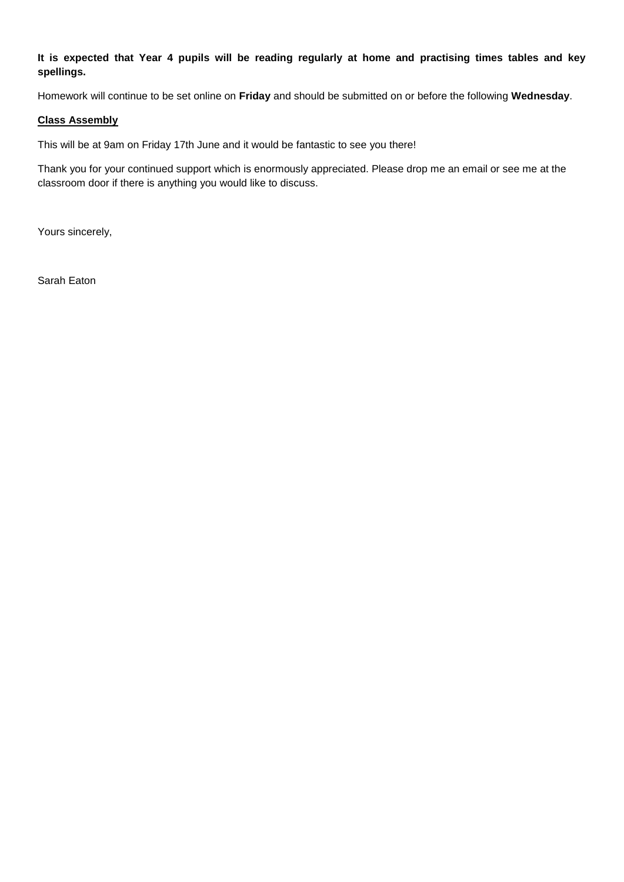**It is expected that Year 4 pupils will be reading regularly at home and practising times tables and key spellings.**

Homework will continue to be set online on **Friday** and should be submitted on or before the following **Wednesday**.

**Class Assembly**

This will be at 9am on Friday 17th June and it would be fantastic to see you there!

Thank you for your continued support which is enormously appreciated. Please drop me an email or see me at the classroom door if there is anything you would like to discuss.

Yours sincerely,

Sarah Eaton